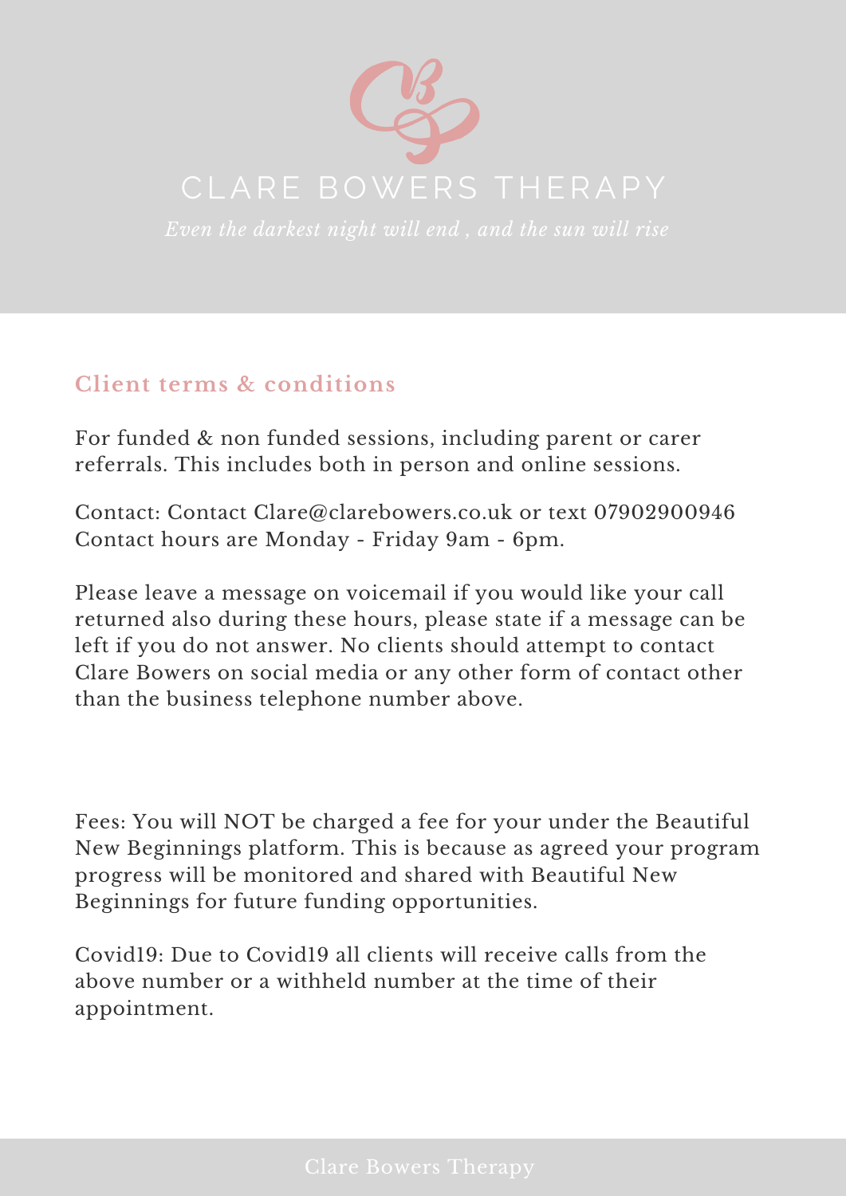# CLARE BOWERS THERAPY

*Even the darkest night will end , and the sun will rise*

## Client terms & conditions

For funded & non funded sessions, including parent or carer referrals. This includes both in person and online sessions.

Contact: Contact Clare@clarebowers.co.uk or text 07902900946
Contact hours are Monday - Friday 9am - 6pm.

Please leave a message on voicemail if you would like your call returned also during these hours, please state if a message can be left if you do not answer. No clients should attempt to contact Clare Bowers on social media or any other form of contact other than the business telephone number above.

Fees: You will NOT be charged a fee for your under the Beautiful New Beginnings platform. This is because as agreed your program progress will be monitored and shared with Beautiful New Beginnings for future funding opportunities.

Covid19: Due to Covid19 all clients will receive calls from the above number or a withheld number at the time of their appointment.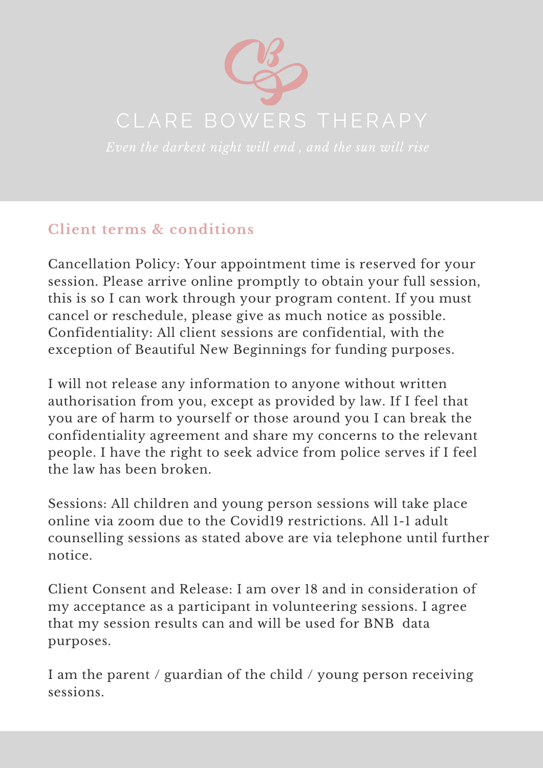# CLARE BOWERS THERAPY

*Even the darkest night will end , and the sun will rise*

## Client terms & conditions

Cancellation Policy: Your appointment time is reserved for your session. Please arrive online promptly to obtain your full session, this is so I can work through your program content. If you must cancel or reschedule, please give as much notice as possible. Confidentiality: All client sessions are confidential, with the exception of Beautiful New Beginnings for funding purposes.

I will not release any information to anyone without written authorisation from you, except as provided by law. If I feel that you are of harm to yourself or those around you I can break the confidentiality agreement and share my concerns to the relevant people. I have the right to seek advice from police serves if I feel the law has been broken.

Sessions: All children and young person sessions will take place online via zoom due to the Covid19 restrictions. All 1-1 adult counselling sessions as stated above are via telephone until further notice.

Client Consent and Release: I am over 18 and in consideration of my acceptance as a participant in volunteering sessions. I agree that my session results can and will be used for BNB data purposes.

I am the parent / guardian of the child / young person receiving sessions.